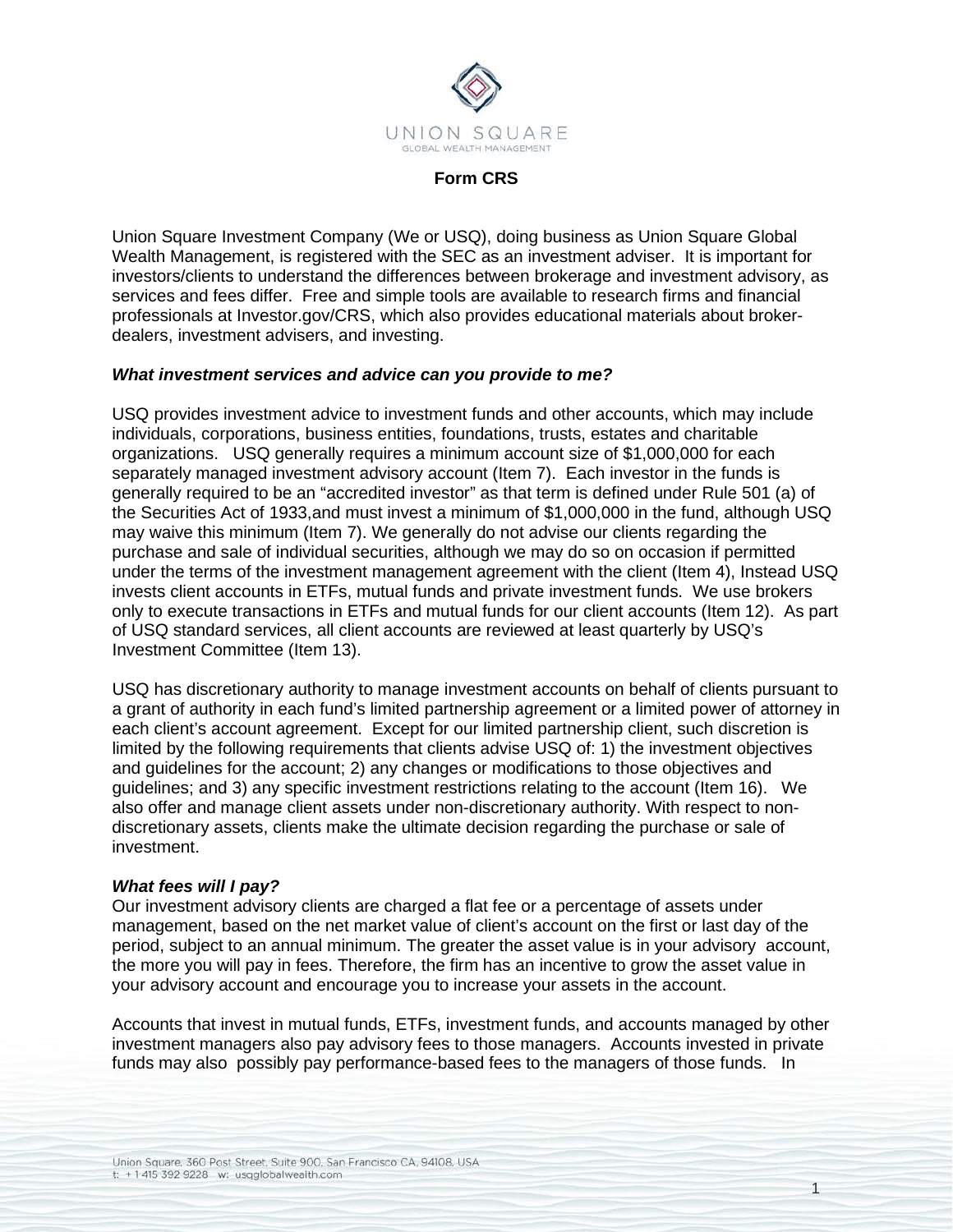## Form CRS

Union Square Investment Company (We or USQ), doing business as Union Square Global Wealth Management, is registered with the SEC as an investment adviser. It is important for investors/clients to understand the differences between brokerage and investment advisory, as services and fees differ. Free and simple tools are available to research firms and financial professionals at Investor.gov/CRS, which also provides educational materials about broker-dealers, investment advisers, and investing.

***What investment services and advice can you provide to me?***

USQ provides investment advice to investment funds and other accounts, which may include individuals, corporations, business entities, foundations, trusts, estates and charitable organizations. USQ generally requires a minimum account size of $1,000,000 for each separately managed investment advisory account (Item 7). Each investor in the funds is generally required to be an "accredited investor" as that term is defined under Rule 501 (a) of the Securities Act of 1933,and must invest a minimum of $1,000,000 in the fund, although USQ may waive this minimum (Item 7). We generally do not advise our clients regarding the purchase and sale of individual securities, although we may do so on occasion if permitted under the terms of the investment management agreement with the client (Item 4), Instead USQ invests client accounts in ETFs, mutual funds and private investment funds. We use brokers only to execute transactions in ETFs and mutual funds for our client accounts (Item 12). As part of USQ standard services, all client accounts are reviewed at least quarterly by USQ's Investment Committee (Item 13).

USQ has discretionary authority to manage investment accounts on behalf of clients pursuant to a grant of authority in each fund's limited partnership agreement or a limited power of attorney in each client's account agreement. Except for our limited partnership client, such discretion is limited by the following requirements that clients advise USQ of: 1) the investment objectives and guidelines for the account; 2) any changes or modifications to those objectives and guidelines; and 3) any specific investment restrictions relating to the account (Item 16). We also offer and manage client assets under non-discretionary authority. With respect to non-discretionary assets, clients make the ultimate decision regarding the purchase or sale of investment.

***What fees will I pay?***

Our investment advisory clients are charged a flat fee or a percentage of assets under management, based on the net market value of client's account on the first or last day of the period, subject to an annual minimum. The greater the asset value is in your advisory account, the more you will pay in fees. Therefore, the firm has an incentive to grow the asset value in your advisory account and encourage you to increase your assets in the account.

Accounts that invest in mutual funds, ETFs, investment funds, and accounts managed by other investment managers also pay advisory fees to those managers. Accounts invested in private funds may also possibly pay performance-based fees to the managers of those funds. In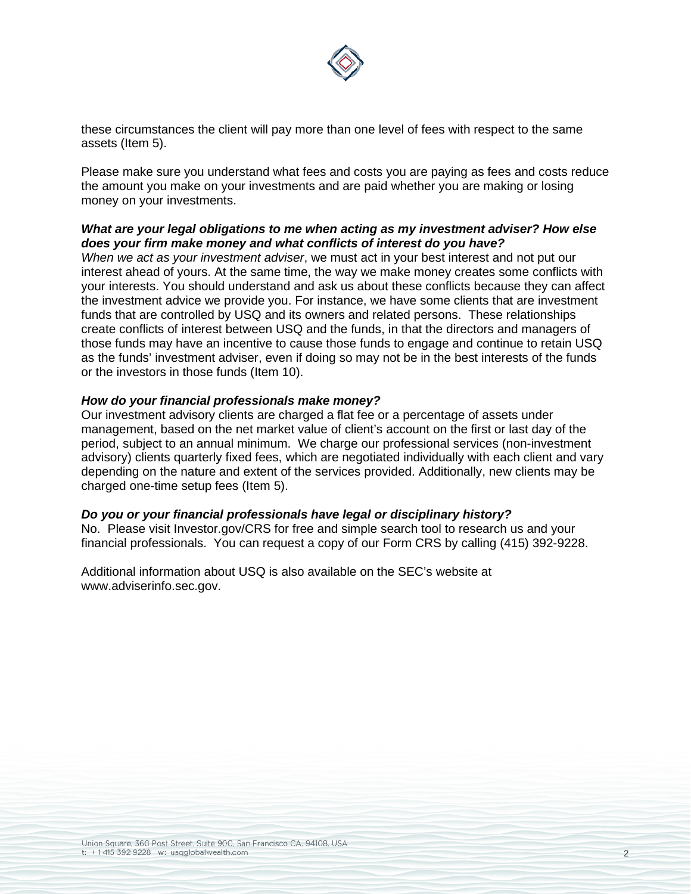these circumstances the client will pay more than one level of fees with respect to the same assets (Item 5).

Please make sure you understand what fees and costs you are paying as fees and costs reduce the amount you make on your investments and are paid whether you are making or losing money on your investments.

***What are your legal obligations to me when acting as my investment adviser? How else does your firm make money and what conflicts of interest do you have?***

*When we act as your investment adviser*, we must act in your best interest and not put our interest ahead of yours. At the same time, the way we make money creates some conflicts with your interests. You should understand and ask us about these conflicts because they can affect the investment advice we provide you. For instance, we have some clients that are investment funds that are controlled by USQ and its owners and related persons. These relationships create conflicts of interest between USQ and the funds, in that the directors and managers of those funds may have an incentive to cause those funds to engage and continue to retain USQ as the funds' investment adviser, even if doing so may not be in the best interests of the funds or the investors in those funds (Item 10).

***How do your financial professionals make money?***

Our investment advisory clients are charged a flat fee or a percentage of assets under management, based on the net market value of client's account on the first or last day of the period, subject to an annual minimum. We charge our professional services (non-investment advisory) clients quarterly fixed fees, which are negotiated individually with each client and vary depending on the nature and extent of the services provided. Additionally, new clients may be charged one-time setup fees (Item 5).

***Do you or your financial professionals have legal or disciplinary history?***

No. Please visit Investor.gov/CRS for free and simple search tool to research us and your financial professionals. You can request a copy of our Form CRS by calling (415) 392-9228.

Additional information about USQ is also available on the SEC's website at www.adviserinfo.sec.gov.

Union Square, 360 Post Street, Suite 900, San Francisco CA, 94108, USA
t: +1 415 392 9228 w: usqglobalwealth.com